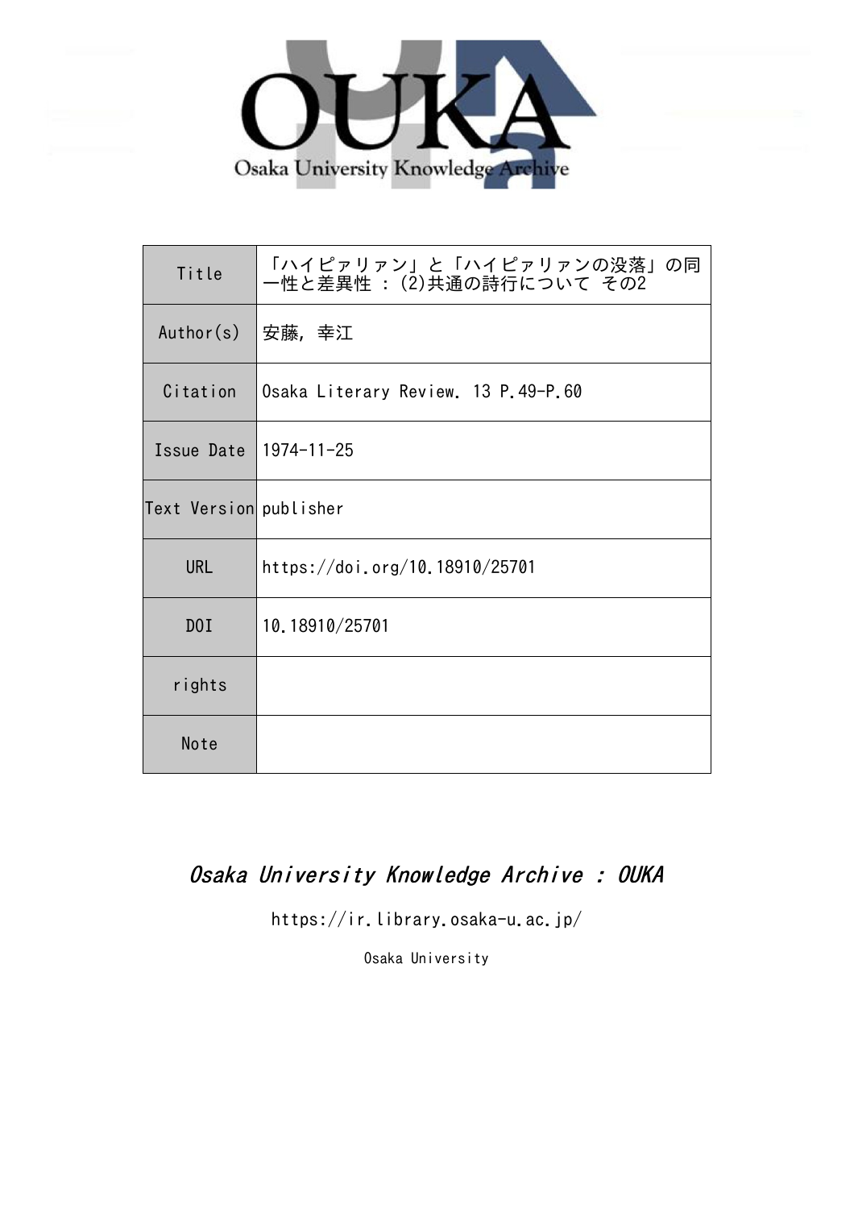| Title | 「ハイピァリァン」と「ハイピァリァンの没落」の同一性と差異性 : (2)共通の詩行について その2 |
|---|---|
| Author(s) | 安藤, 幸江 |
| Citation | Osaka Literary Review. 13 P.49-P.60 |
| Issue Date | 1974-11-25 |
| Text Version | publisher |
| URL | https://doi.org/10.18910/25701 |
| DOI | 10.18910/25701 |
| rights | |
| Note | |

*Osaka University Knowledge Archive : OUKA*

https://ir.library.osaka-u.ac.jp/

Osaka University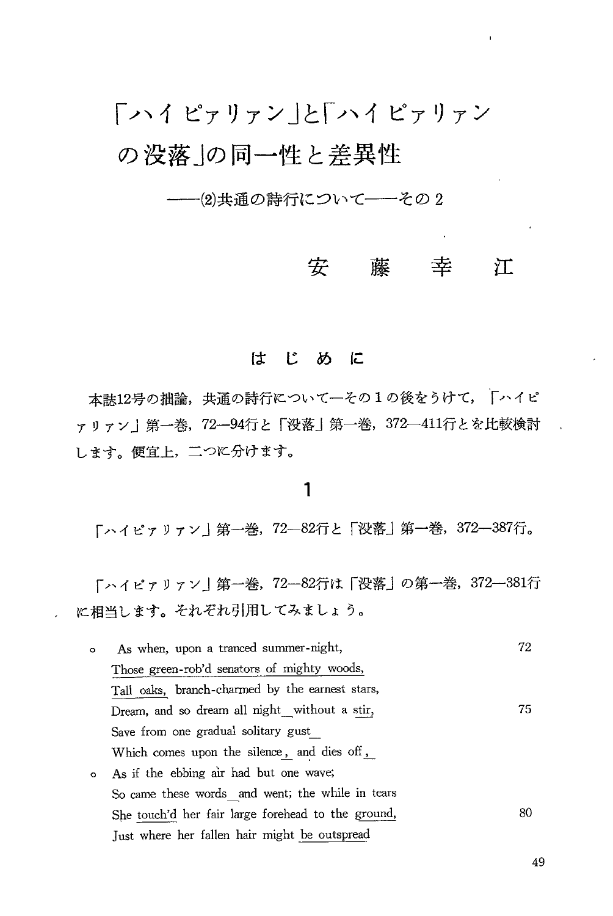# 「ハイピァリァン」と「ハイピァリァンの没落」の同一性と差異性

## ——(2)共通の詩行について——その2

### 安藤幸江

## はじめに

本誌12号の拙論，共通の詩行について—その1の後をうけて，「ハイピァリァン」第一巻，72—94行と「没落」第一巻，372—411行とを比較検討します。便宜上，二つに分けます。

## 1

「ハイピァリァン」第一巻，72—82行と「没落」第一巻，372—387行。

「ハイピァリァン」第一巻，72—82行は「没落」の第一巻，372—381行に相当します。それぞれ引用してみましょう。

```
o   As when, upon a tranced summer-night,                          72
    Those green-rob'd senators of mighty woods,
    Tall oaks, branch-charmed by the earnest stars,
    Dream, and so dream all night without a stir,                  75
    Save from one gradual solitary gust
    Which comes upon the silence, and dies off,
o   As if the ebbing air had but one wave;
    So came these words and went; the while in tears
    She touch'd her fair large forehead to the ground,             80
    Just where her fallen hair might be outspread
```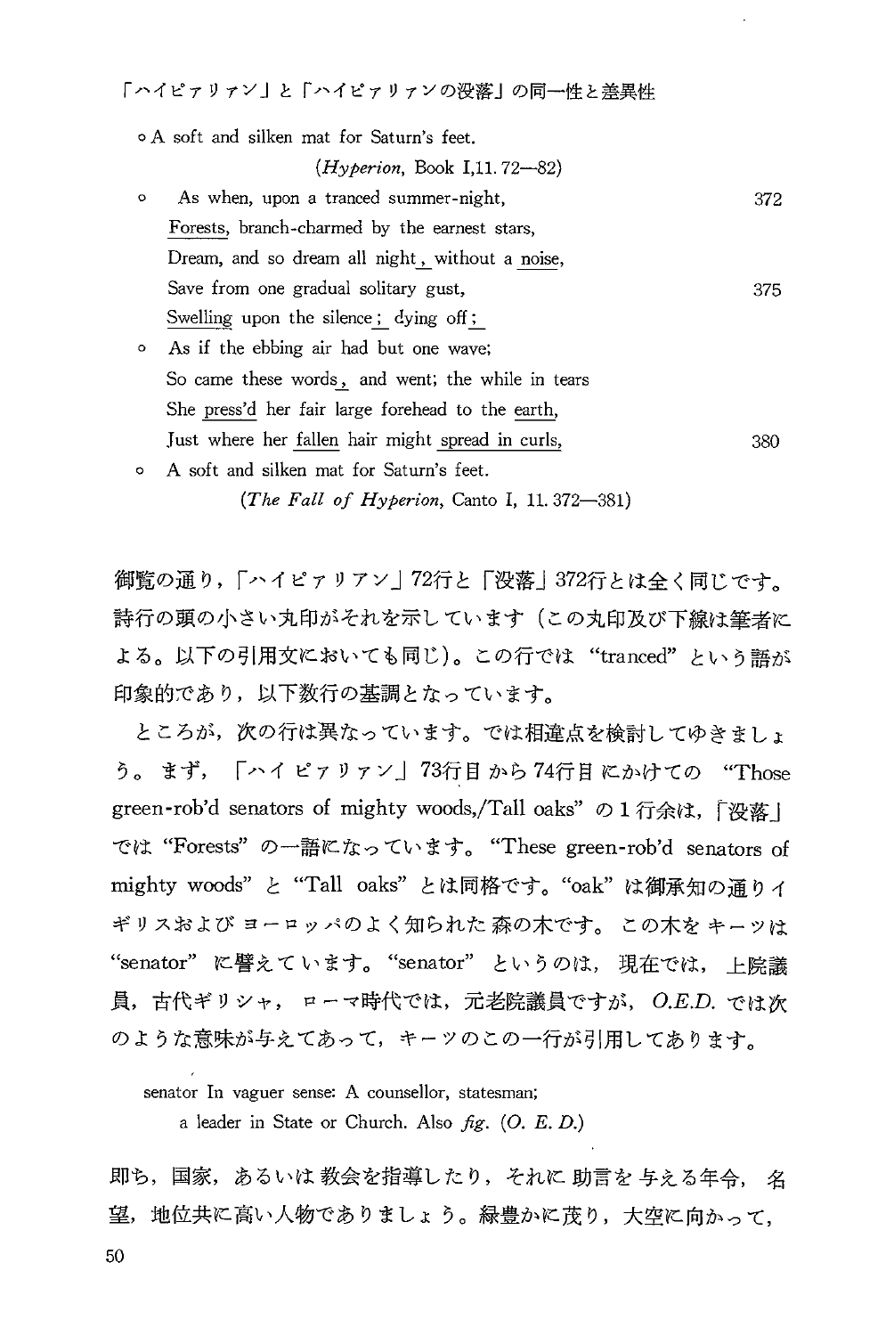○ A soft and silken mat for Saturn's feet.

(*Hyperion*, Book I,11. 72—82)

○ As when, upon a tranced summer-night, 372
Forests, branch-charmed by the earnest stars,
Dream, and so dream all night, without a noise,
Save from one gradual solitary gust, 375
Swelling upon the silence; dying off;
○ As if the ebbing air had but one wave;
So came these words, and went; the while in tears
She press'd her fair large forehead to the earth,
Just where her fallen hair might spread in curls, 380
○ A soft and silken mat for Saturn's feet.

(*The Fall of Hyperion*, Canto I, 11. 372—381)

御覧の通り，「ハイピァリアン」72行と「没落」372行とは全く同じです。詩行の頭の小さい丸印がそれを示しています（この丸印及び下線は筆者による。以下の引用文においても同じ)。この行では "tranced" という語が印象的であり，以下数行の基調となっています。

ところが，次の行は異なっています。では相違点を検討してゆきましょう。まず，「ハイピァリアン」73行目から74行目にかけての "Those green-rob'd senators of mighty woods,/Tall oaks" の1行余は，「没落」では "Forests" の一語になっています。"These green-rob'd senators of mighty woods" と "Tall oaks" とは同格です。"oak" は御承知の通りイギリスおよびヨーロッパのよく知られた森の木です。この木をキーツは "senator" に譬えています。"senator" というのは，現在では，上院議員，古代ギリシャ，ローマ時代では，元老院議員ですが，*O.E.D.* では次のような意味が与えてあって，キーツのこの一行が引用してあります。

> senator In vaguer sense: A counsellor, statesman; a leader in State or Church. Also *fig*. (*O. E. D.*)

即ち，国家，あるいは教会を指導したり，それに助言を与える年令，名望，地位共に高い人物でありましょう。緑豊かに茂り，大空に向かって，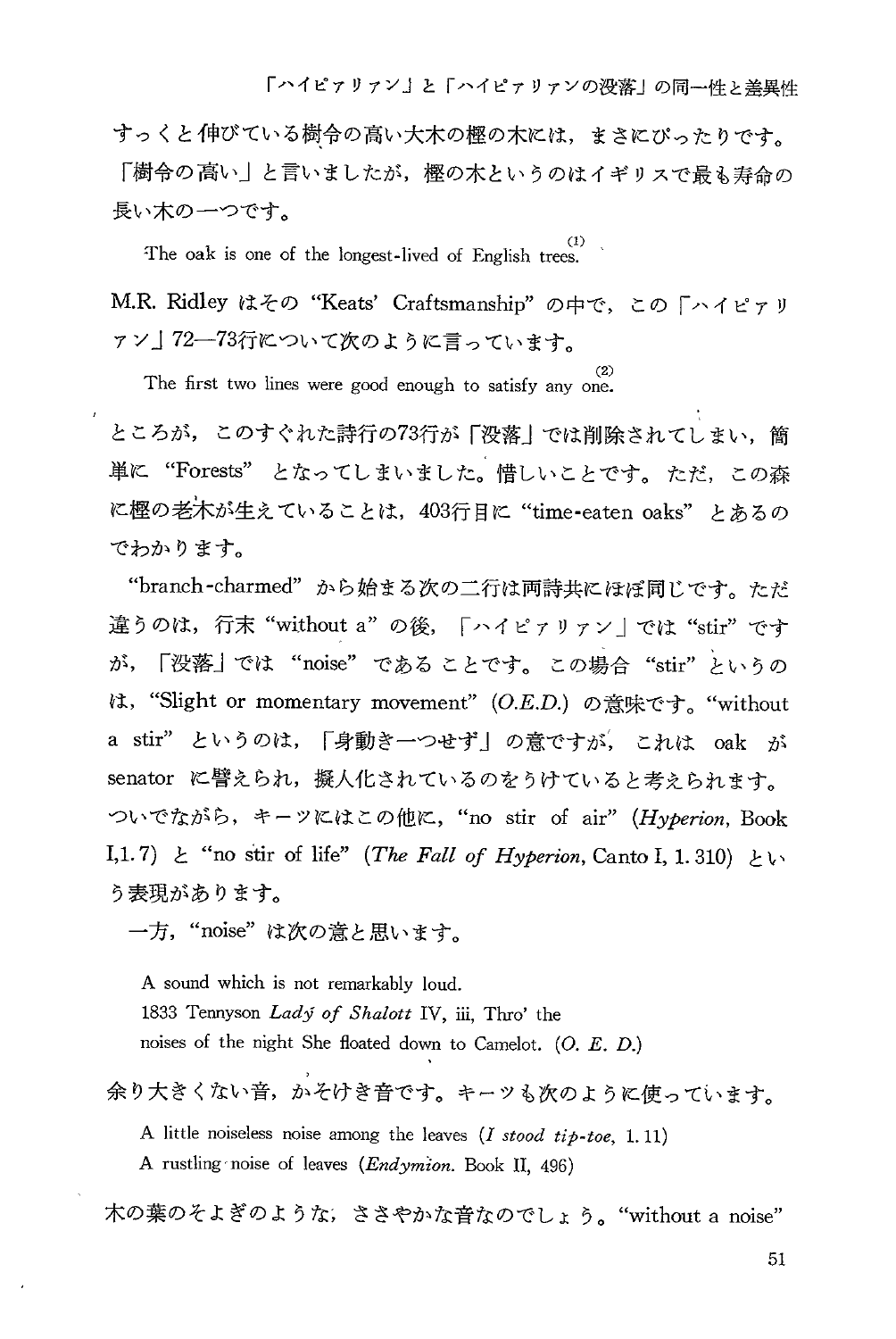すっくと伸びている樹令の高い大木の樫の木には，まさにぴったりです。「樹令の高い」と言いましたが，樫の木というのはイギリスで最も寿命の長い木の一つです。

> The oak is one of the longest-lived of English trees.[(1)]

M.R. Ridley はその "Keats' Craftsmanship" の中で，この「ハイピァリァン」72—73行について次のように言っています。

> The first two lines were good enough to satisfy any one.[(2)]

ところが，このすぐれた詩行の73行が「没落」では削除されてしまい，簡単に "Forests" となってしまいました。惜しいことです。ただ，この森に樫の老木が生えていることは，403行目に "time-eaten oaks" とあるのでわかります。

"branch-charmed" から始まる次の二行は両詩共にほぼ同じです。ただ違うのは，行末 "without a" の後，「ハイピァリァン」では "stir" ですが，「没落」では "noise" であることです。この場合 "stir" というのは，"Slight or momentary movement" (*O.E.D.*) の意味です。"without a stir" というのは，「身動き一つせず」の意ですが，これは oak が senator に譬えられ，擬人化されているのをうけていると考えられます。ついでながら，キーツにはこの他に，"no stir of air" (*Hyperion*, Book I, 1.7) と "no stir of life" (*The Fall of Hyperion*, Canto I, 1.310) という表現があります。

一方，"noise" は次の意と思います。

> A sound which is not remarkably loud.
> 1833 Tennyson *Lady of Shalott* IV, iii, Thro' the noises of the night She floated down to Camelot. (*O. E. D.*)

余り大きくない音，かそけき音です。キーツも次のように使っています。

> A little noiseless noise among the leaves (*I stood tip-toe*, 1.11)
> A rustling noise of leaves (*Endymion*. Book II, 496)

木の葉のそよぎのような，ささやかな音なのでしょう。"without a noise"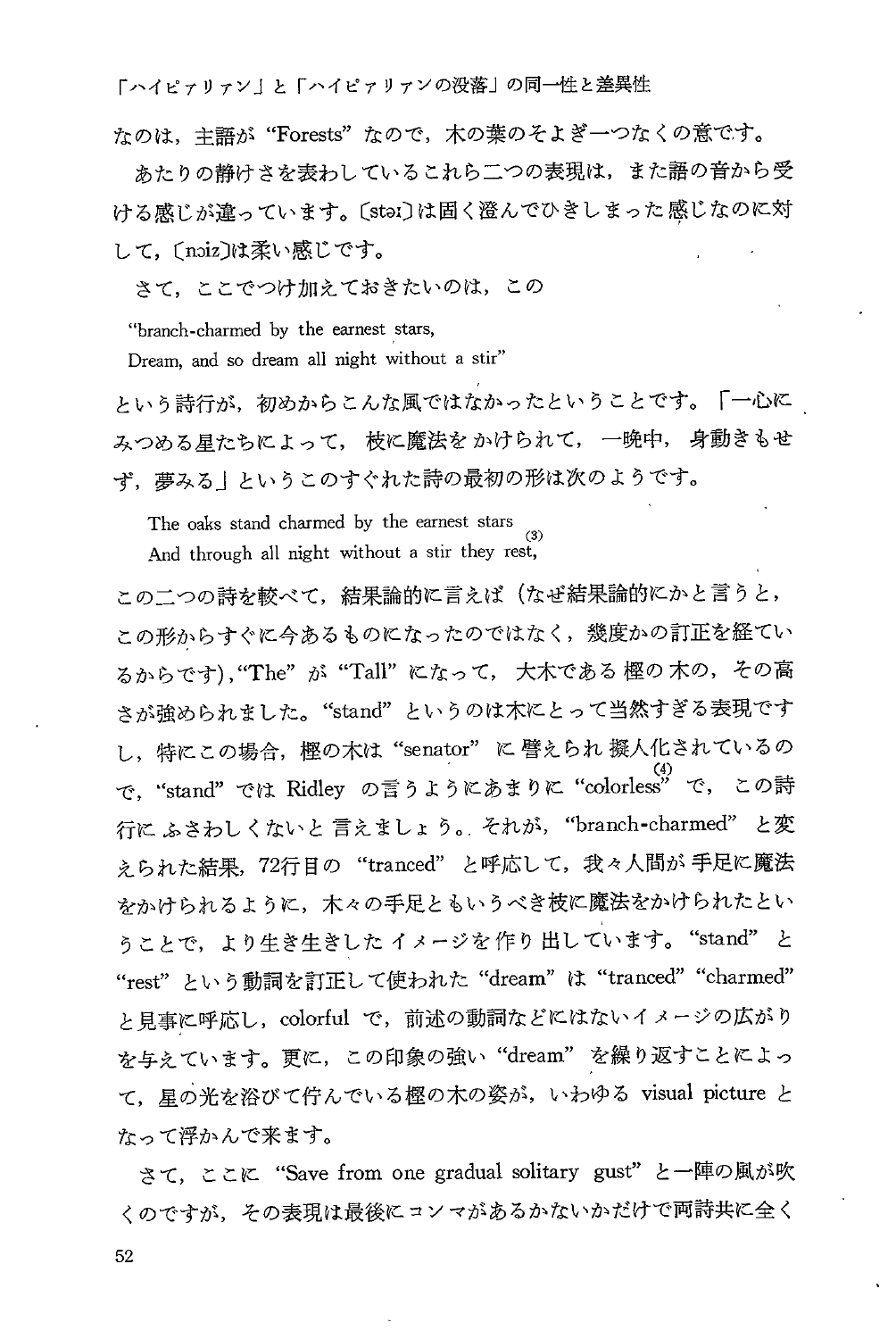なのは，主語が "Forests" なので，木の葉のそよぎ一つなくの意です。

あたりの静けさを表わしているこれら二つの表現は，また語の音から受ける感じが違っています。〔stəː〕は固く澄んでひきしまった感じなのに対して，〔nɔiz〕は柔い感じです。

さて，ここでつけ加えておきたいのは，この

> "branch-charmed by the earnest stars,
> Dream, and so dream all night without a stir"

という詩行が，初めからこんな風ではなかったということです。「一心にみつめる星たちによって，枝に魔法をかけられて，一晩中，身動きもせず，夢みる」というこのすぐれた詩の最初の形は次のようです。

> The oaks stand charmed by the earnest stars
> And through all night without a stir they rest,[3]

この二つの詩を較べて，結果論的に言えば（なぜ結果論的にかと言うと，この形からすぐに今あるものになったのではなく，幾度かの訂正を経ているからです），"The" が "Tall" になって，大木である樫の木の，その高さが強められました。"stand" というのは木にとって当然すぎる表現ですし，特にこの場合，樫の木は "senator" に譬えられ擬人化されているので，"stand" では Ridley の言うようにあまりに "colorless"[4] で，この詩行にふさわしくないと言えましょう。それが，"branch-charmed" と変えられた結果，72行目の "tranced" と呼応して，我々人間が手足に魔法をかけられるように，木々の手足ともいうべき枝に魔法をかけられたということで，より生き生きしたイメージを作り出しています。"stand" と "rest" という動詞を訂正して使われた "dream" は "tranced" "charmed" と見事に呼応し，colorful で，前述の動詞などにはないイメージの広がりを与えています。更に，この印象の強い "dream" を繰り返すことによって，星の光を浴びて佇んでいる樫の木の姿が，いわゆる visual picture となって浮かんで来ます。

さて，ここに "Save from one gradual solitary gust" と一陣の風が吹くのですが，その表現は最後にコンマがあるかないかだけで両詩共に全く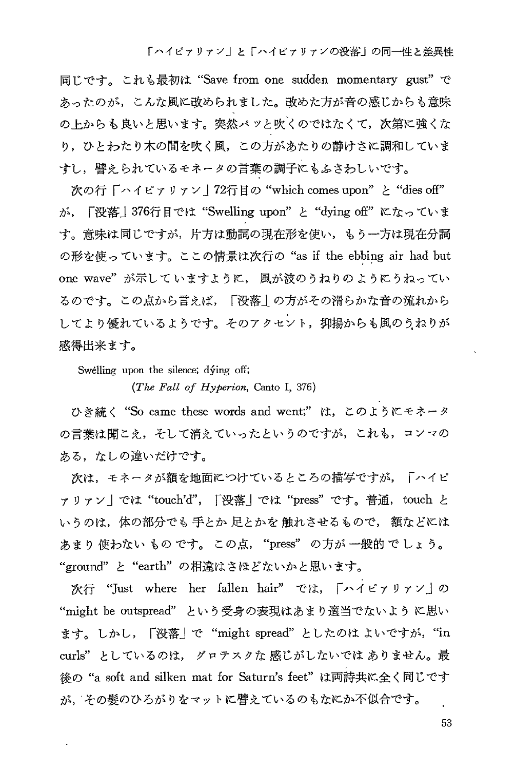同じです。これも最初は “Save from one sudden momentary gust” であったのが，こんな風に改められました。改めた方が音の感じからも意味の上からも良いと思います。突然パッと吹くのではなくて，次第に強くなり，ひとわたり木の間を吹く風，この方があたりの静けさに調和していますし，譬えられているモネータの言葉の調子にもふさわしいです。

次の行「ハイピアリアン」72行目の “which comes upon” と “dies off” が，「没落」376行目では “Swelling upon” と “dying off” になっています。意味は同じですが，片方は動詞の現在形を使い，もう一方は現在分詞の形を使っています。ここの情景は次行の “as if the ebbing air had but one wave” が示していますように，風が波のうねりのようにうねっているのです。この点から言えば，「没落」の方がその滑らかな音の流れからしてより優れているようです。そのアクセント，抑揚からも風のうねりが感得出来ます。

> Swélling upon the silence; dýing off;
>
> (*The Fall of Hyperion*, Canto I, 376)

ひき続く “So came these words and went;” は，このようにモネータの言葉は聞こえ，そして消えていったというのですが，これも，コンマのある，なしの違いだけです。

次は，モネータが額を地面につけているところの描写ですが，「ハイピアリアン」では “touch'd”，「没落」では “press” です。普通，touch というのは，体の部分でも手とか足とかを触れさせるもので，額などにはあまり使わないものです。この点，“press” の方が一般的でしょう。“ground” と “earth” の相違はさほどないかと思います。

次行 “Just where her fallen hair” では，「ハイピアリアン」の “might be outspread” という受身の表現はあまり適当でないように思います。しかし，「没落」で “might spread” としたのはよいですが，“in curls” としているのは，グロテスクな感じがしないではありません。最後の “a soft and silken mat for Saturn's feet” は両詩共に全く同じですが，その髪のひろがりをマットに譬えているのもなにか不似合です。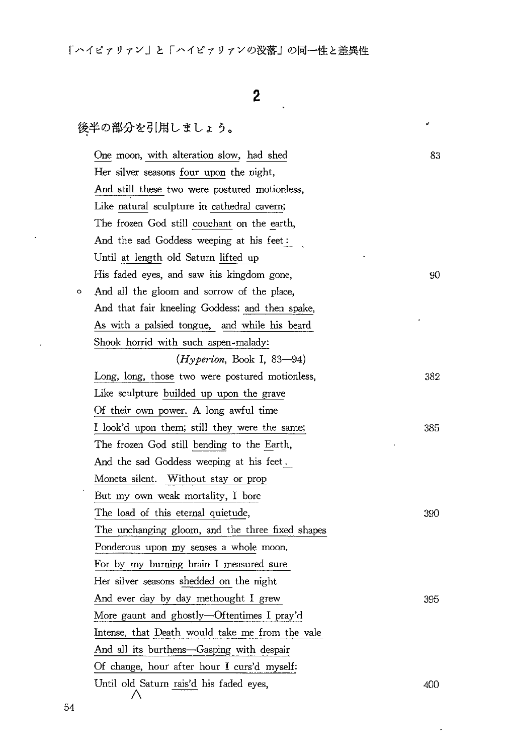## 2

後半の部分を引用しましょう。

One moon, with alteration slow, had shed　　83  
Her silver seasons four upon the night,  
And still these two were postured motionless,  
Like natural sculpture in cathedral cavern;  
The frozen God still couchant on the earth,  
And the sad Goddess weeping at his feet:  
Until at length old Saturn lifted up  
His faded eyes, and saw his kingdom gone,　　90  
And all the gloom and sorrow of the place,  
And that fair kneeling Goddess; and then spake,  
As with a palsied tongue, and while his beard  
Shook horrid with such aspen-malady:

(*Hyperion*, Book I, 83—94)

Long, long, those two were postured motionless,　　382  
Like sculpture builded up upon the grave  
Of their own power. A long awful time  
I look'd upon them; still they were the same;　　385  
The frozen God still bending to the Earth,  
And the sad Goddess weeping at his feet.  
Moneta silent. Without stay or prop  
But my own weak mortality, I bore  
The load of this eternal quietude,　　390  
The unchanging gloom, and the three fixed shapes  
Ponderous upon my senses a whole moon.  
For by my burning brain I measured sure  
Her silver seasons shedded on the night  
And ever day by day methought I grew　　395  
More gaunt and ghostly—Oftentimes I pray'd  
Intense, that Death would take me from the vale  
And all its burthens—Gasping with despair  
Of change, hour after hour I curs'd myself:  
Until old Saturn rais'd his faded eyes,　　400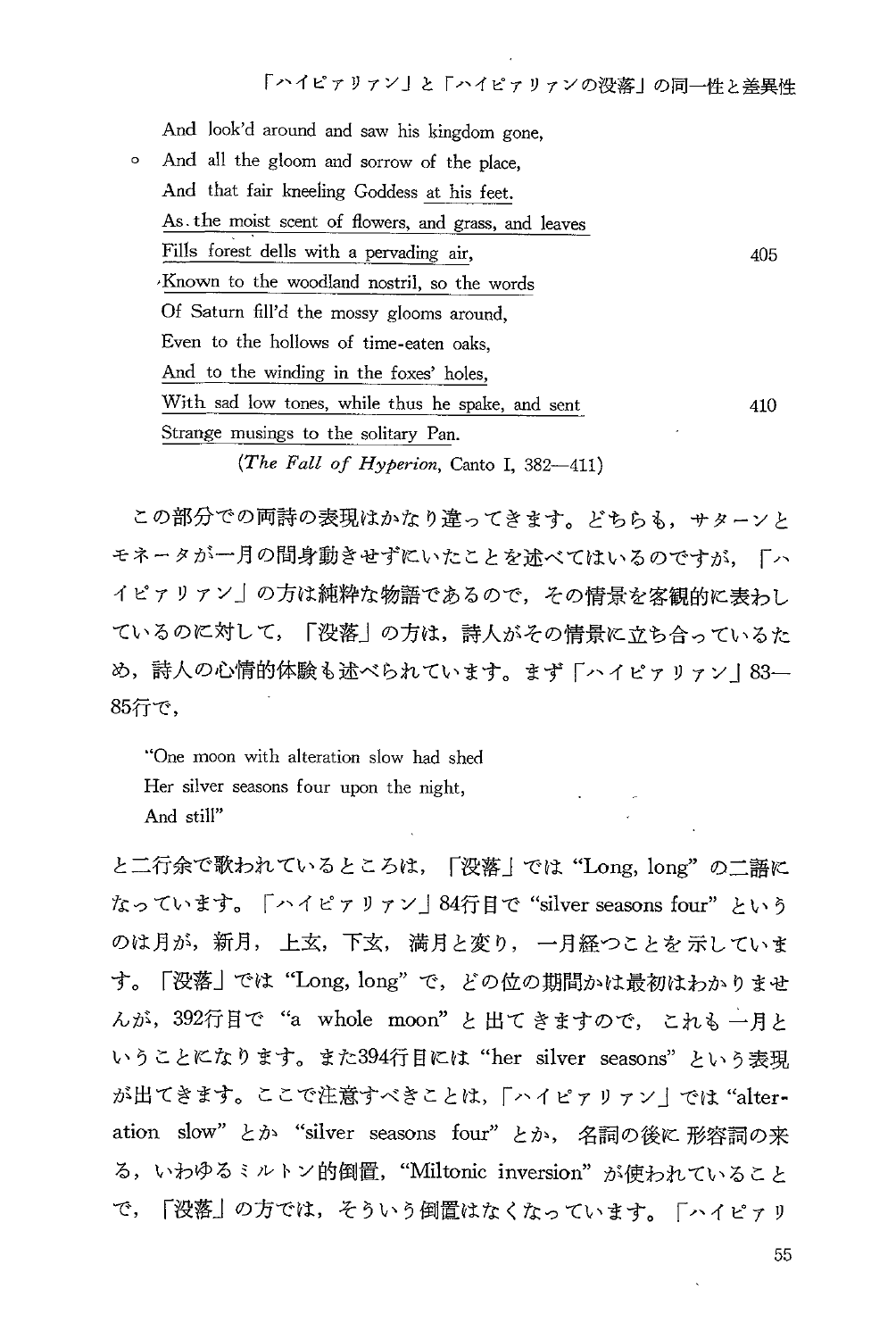And look'd around and saw his kingdom gone,
And all the gloom and sorrow of the place,
And that fair kneeling Goddess at his feet.
As the moist scent of flowers, and grass, and leaves
Fills forest dells with a pervading air, 405
Known to the woodland nostril, so the words
Of Saturn fill'd the mossy glooms around,
Even to the hollows of time-eaten oaks,
And to the winding in the foxes' holes,
With sad low tones, while thus he spake, and sent 410
Strange musings to the solitary Pan.

(*The Fall of Hyperion*, Canto I, 382—411)

この部分での両詩の表現はかなり違ってきます。どちらも，サターンとモネータが一月の間身動きせずにいたことを述べてはいるのですが，「ハイピァリァン」の方は純粋な物語であるので，その情景を客観的に表わしているのに対して，「没落」の方は，詩人がその情景に立ち合っているため，詩人の心情的体験も述べられています。まず「ハイピァリァン」83—85行で，

"One moon with alteration slow had shed
Her silver seasons four upon the night,
And still"

と二行余で歌われているところは，「没落」では "Long, long" の二語になっています。「ハイピァリァン」84行目で "silver seasons four" というのは月が，新月，上玄，下玄，満月と変り，一月経つことを示しています。「没落」では "Long, long" で，どの位の期間かは最初はわかりませんが，392行目で "a whole moon" と出てきますので，これも一月ということになります。また394行目には "her silver seasons" という表現が出てきます。ここで注意すべきことは，「ハイピァリァン」では "alteration slow" とか "silver seasons four" とか，名詞の後に形容詞の来る，いわゆるミルトン的倒置，"Miltonic inversion" が使われていることで，「没落」の方では，そういう倒置はなくなっています。「ハイピァリ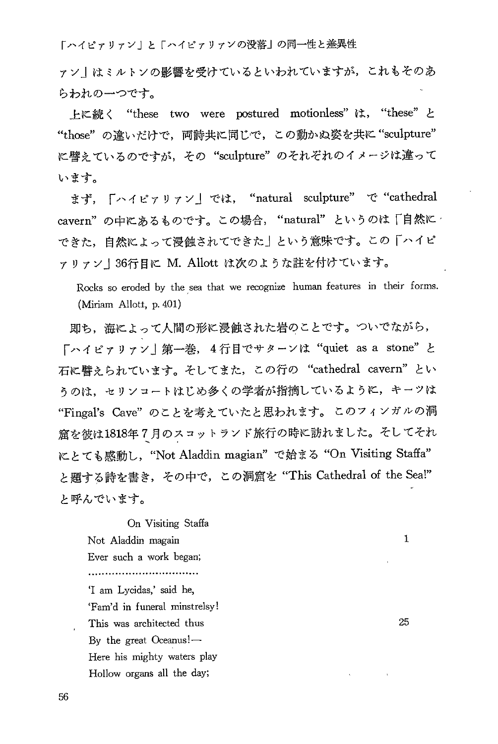アン」はミルトンの影響を受けているといわれていますが，これもそのあらわれの一つです。

上に続く "these two were postured motionless" は，"these" と "those" の違いだけで，両詩共に同じで，この動かぬ姿を共に "sculpture" に譬えているのですが，その "sculpture" のそれぞれのイメージは違っています。

まず，「ハイピァリァン」では，"natural sculpture" で "cathedral cavern" の中にあるものです。この場合，"natural" というのは「自然にできた，自然によって浸蝕されてできた」という意味です。この「ハイピァリァン」36行目に M. Allott は次のような註を付けています。

> Rocks so eroded by the sea that we recognize human features in their forms. (Miriam Allott, p. 401)

即ち，海によって人間の形に浸蝕された岩のことです。ついでながら，「ハイピァリァン」第一巻，4行目でサターンは "quiet as a stone" と石に譬えられています。そしてまた，この行の "cathedral cavern" というのは，セリンコートはじめ多くの学者が指摘しているように，キーツは "Fingal's Cave" のことを考えていたと思われます。このフィンガルの洞窟を彼は1818年7月のスコットランド旅行の時に訪れました。そしてそれにとても感動し，"Not Aladdin magian" で始まる "On Visiting Staffa" と題する詩を書き，その中で，この洞窟を "This Cathedral of the Sea!" と呼んでいます。

On Visiting Staffa
Not Aladdin magain 1
Ever such a work began;
................................
'I am Lycidas,' said he,
'Fam'd in funeral minstrelsy!
This was architected thus 25
By the great Oceanus!—
Here his mighty waters play
Hollow organs all the day;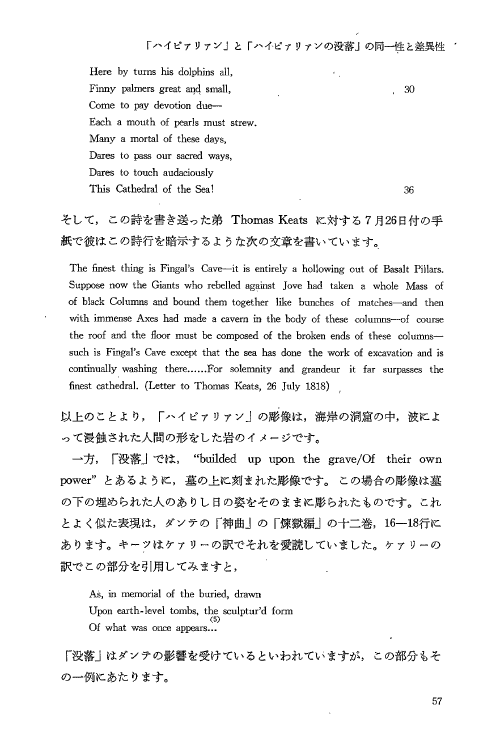Here by turns his dolphins all,  
Finny palmers great and small, 30  
Come to pay devotion due—  
Each a mouth of pearls must strew.  
Many a mortal of these days,  
Dares to pass our sacred ways,  
Dares to touch audaciously  
This Cathedral of the Sea! 36

そして，この詩を書き送った弟 Thomas Keats に対する7月26日付の手紙で彼はこの詩行を暗示するような次の文章を書いています。

> The finest thing is Fingal's Cave—it is entirely a hollowing out of Basalt Pillars. Suppose now the Giants who rebelled against Jove had taken a whole Mass of of black Columns and bound them together like bunches of matches—and then with immense Axes had made a cavern in the body of these columns—of course the roof and the floor must be composed of the broken ends of these columns—such is Fingal's Cave except that the sea has done the work of excavation and is continually washing there......For solemnity and grandeur it far surpasses the finest cathedral. (Letter to Thomas Keats, 26 July 1818)

以上のことより，「ハイピァリァン」の彫像は，海岸の洞窟の中，波によって浸蝕された人間の形をした岩のイメージです。

一方，「没落」では，"builded up upon the grave/Of their own power" とあるように，墓の上に刻まれた彫像です。この場合の彫像は墓の下の埋められた人のありし日の姿をそのままに彫られたものです。これとよく似た表現は，ダンテの「神曲」の「煉獄編」の十二巻，16—18行にあります。キーツはケァリーの訳でそれを愛読していました。ケァリーの訳でこの部分を引用してみますと，

> As, in memorial of the buried, drawn  
> Upon earth-level tombs, the sculptur'd form  
> Of what was once appears...(5)

「没落」はダンテの影響を受けているといわれていますが，この部分もその一例にあたります。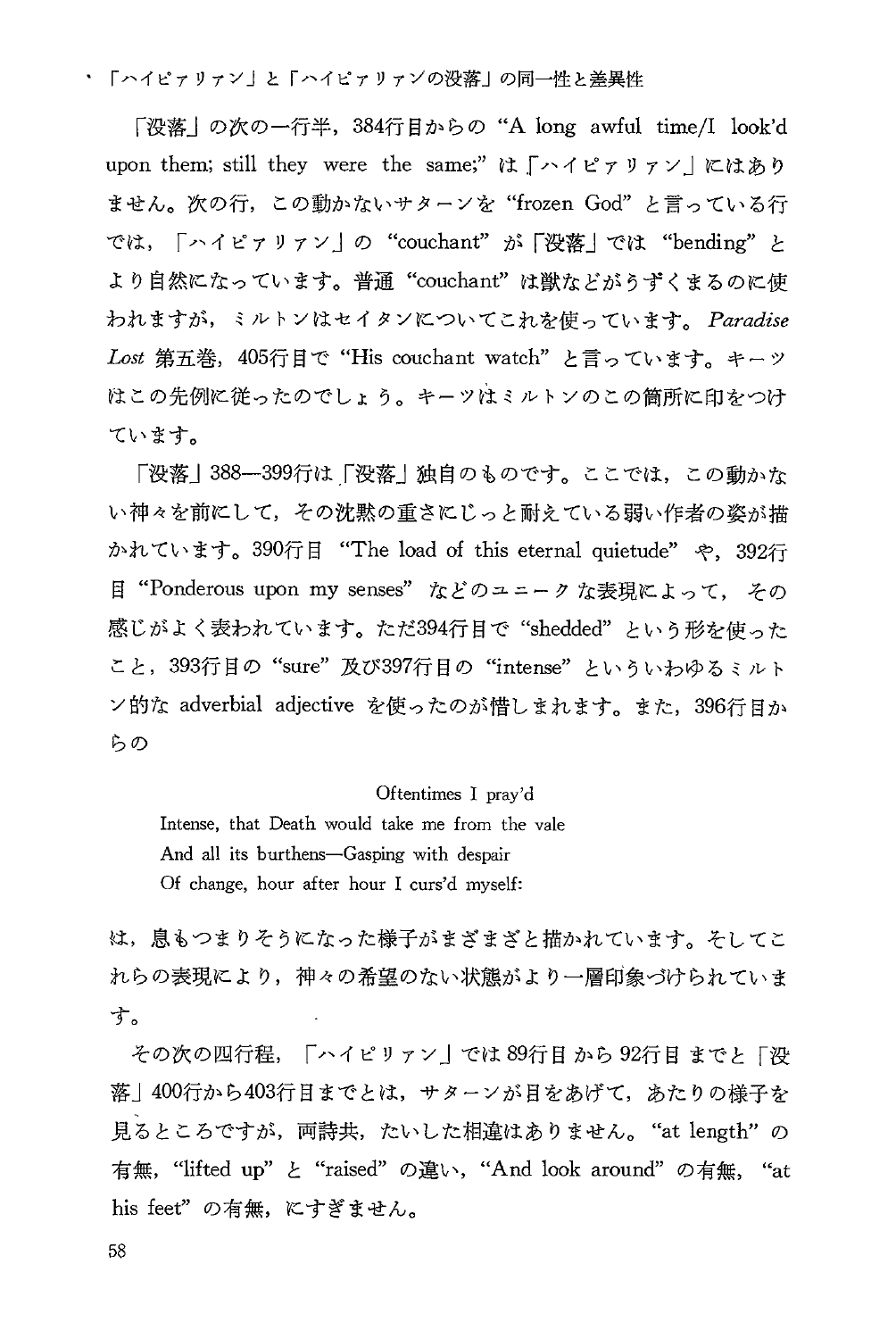「没落」の次の一行半，384行目からの "A long awful time/I look'd upon them; still they were the same;" は「ハイピァリァン」にはありません。次の行，この動かないサターンを "frozen God" と言っている行では，「ハイピァリァン」の "couchant" が「没落」では "bending" とより自然になっています。普通 "couchant" は獣などがうずくまるのに使われますが，ミルトンはセイタンについてこれを使っています。*Paradise Lost* 第五巻，405行目で "His couchant watch" と言っています。キーツはこの先例に従ったのでしょう。キーツはミルトンのこの箇所に印をつけています。

「没落」388—399行は「没落」独自のものです。ここでは，この動かない神々を前にして，その沈黙の重さにじっと耐えている弱い作者の姿が描かれています。390行目 "The load of this eternal quietude" や，392行目 "Ponderous upon my senses" などのユニークな表現によって，その感じがよく表われています。ただ394行目で "shedded" という形を使ったこと，393行目の "sure" 及び397行目の "intense" といういわゆるミルトン的な adverbial adjective を使ったのが惜しまれます。また，396行目からの

> Oftentimes I pray'd
> Intense, that Death would take me from the vale
> And all its burthens—Gasping with despair
> Of change, hour after hour I curs'd myself:

は，息もつまりそうになった様子がまざまざと描かれています。そしてこれらの表現により，神々の希望のない状態がより一層印象づけられています。

その次の四行程，「ハイピリァン」では89行目から92行目までと「没落」400行から403行目までとは，サターンが目をあげて，あたりの様子を見るところですが，両詩共，たいした相違はありません。"at length" の有無，"lifted up" と "raised" の違い，"And look around" の有無，"at his feet" の有無，にすぎません。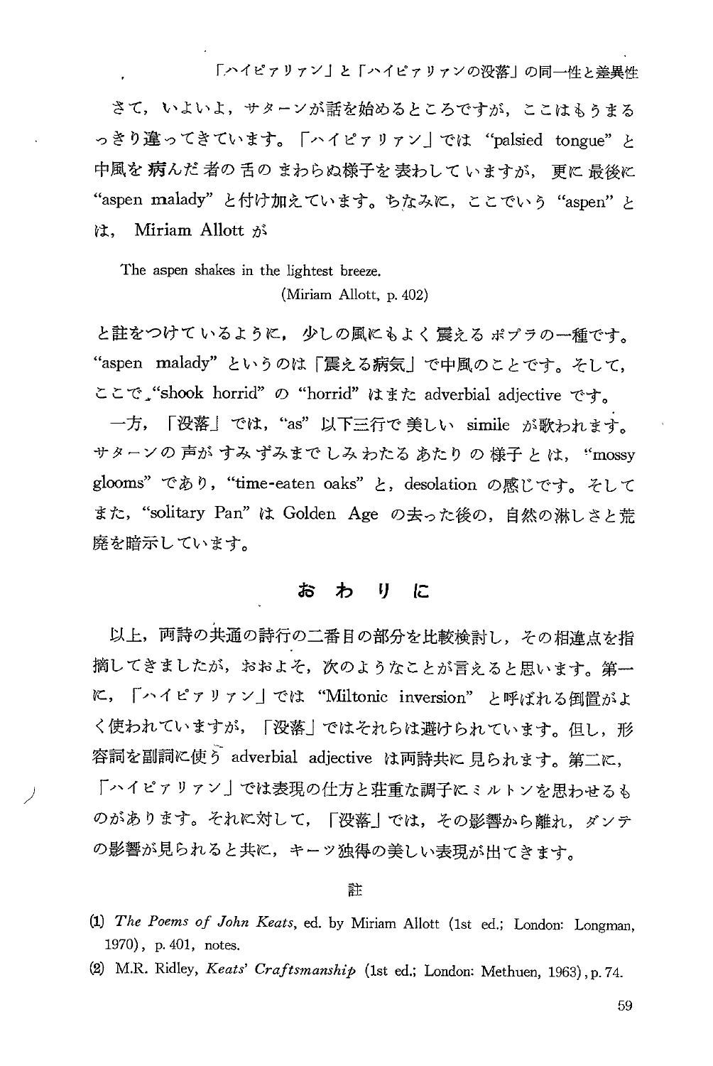さて，いよいよ，サターンが話を始めるところですが，ここはもうまるっきり違ってきています。「ハイピアリァン」では "palsied tongue" と中風を病んだ者の舌のまわらぬ様子を表わしていますが，更に最後に "aspen malady" と付け加えています。ちなみに，ここでいう "aspen" とは，Miriam Allott が

> The aspen shakes in the lightest breeze.
>
> (Miriam Allott, p. 402)

と註をつけているように，少しの風にもよく震えるポプラの一種です。"aspen malady" というのは「震える病気」で中風のことです。そして，ここで "shook horrid" の "horrid" はまた adverbial adjective です。

一方，「没落」では，"as" 以下三行で美しい simile が歌われます。サターンの声がすみずみまでしみわたるあたりの様子とは，"mossy glooms" であり，"time-eaten oaks" と，desolation の感じです。そして また，"solitary Pan" は Golden Age の去った後の，自然の淋しさと荒廃を暗示しています。

## おわりに

以上，両詩の共通の詩行の二番目の部分を比較検討し，その相違点を指摘してきましたが，おおよそ，次のようなことが言えると思います。第一に，「ハイピアリァン」では "Miltonic inversion" と呼ばれる倒置がよく使われていますが，「没落」ではそれらは避けられています。但し，形容詞を副詞に使う adverbial adjective は両詩共に見られます。第二に，「ハイピアリァン」では表現の仕方と荘重な調子にミルトンを思わせるものがあります。それに対して，「没落」では，その影響から離れ，ダンテの影響が見られると共に，キーツ独得の美しい表現が出てきます。

### 註

(1) *The Poems of John Keats*, ed. by Miriam Allott (1st ed.; London: Longman, 1970), p. 401, notes.

(2) M.R. Ridley, *Keats' Craftsmanship* (1st ed.; London: Methuen, 1963), p. 74.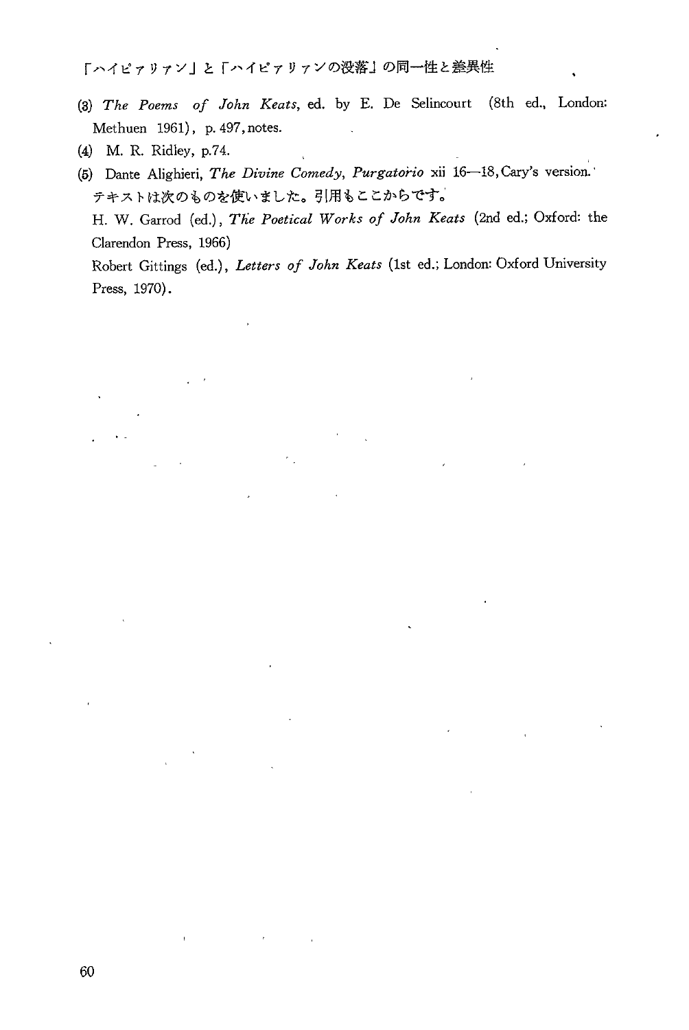(3) *The Poems of John Keats*, ed. by E. De Selincourt (8th ed., London: Methuen 1961), p. 497, notes.

(4) M. R. Ridley, p.74.

(5) Dante Alighieri, *The Divine Comedy*, *Purgatorio* xii 16—18, Cary's version.

テキストは次のものを使いました。引用もここからです。

H. W. Garrod (ed.), *The Poetical Works of John Keats* (2nd ed.; Oxford: the Clarendon Press, 1966)

Robert Gittings (ed.), *Letters of John Keats* (1st ed.; London: Oxford University Press, 1970).